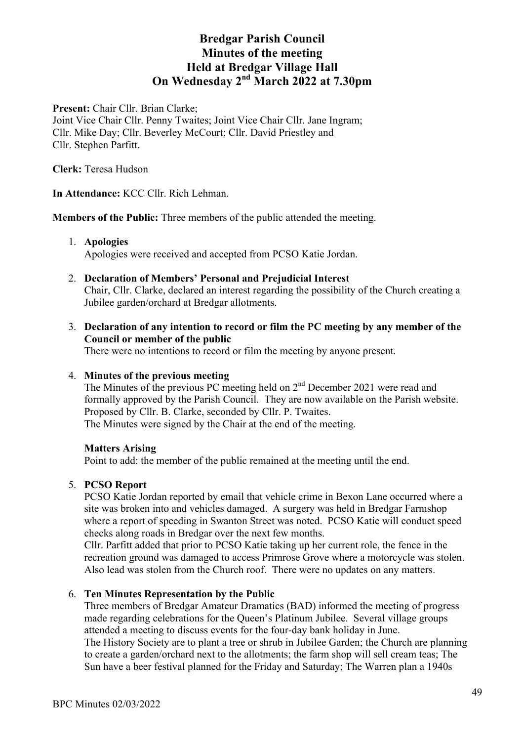# Bredgar Parish Council
# Minutes of the meeting
# Held at Bredgar Village Hall
# On Wednesday 2nd March 2022 at 7.30pm

**Present:** Chair Cllr. Brian Clarke;
Joint Vice Chair Cllr. Penny Twaites; Joint Vice Chair Cllr. Jane Ingram;
Cllr. Mike Day; Cllr. Beverley McCourt; Cllr. David Priestley and
Cllr. Stephen Parfitt.

**Clerk:** Teresa Hudson

**In Attendance:** KCC Cllr. Rich Lehman.

**Members of the Public:** Three members of the public attended the meeting.

1. **Apologies**
   Apologies were received and accepted from PCSO Katie Jordan.

2. **Declaration of Members' Personal and Prejudicial Interest**
   Chair, Cllr. Clarke, declared an interest regarding the possibility of the Church creating a Jubilee garden/orchard at Bredgar allotments.

3. **Declaration of any intention to record or film the PC meeting by any member of the Council or member of the public**
   There were no intentions to record or film the meeting by anyone present.

4. **Minutes of the previous meeting**
   The Minutes of the previous PC meeting held on 2nd December 2021 were read and formally approved by the Parish Council. They are now available on the Parish website. Proposed by Cllr. B. Clarke, seconded by Cllr. P. Twaites.
   The Minutes were signed by the Chair at the end of the meeting.

   **Matters Arising**
   Point to add: the member of the public remained at the meeting until the end.

5. **PCSO Report**
   PCSO Katie Jordan reported by email that vehicle crime in Bexon Lane occurred where a site was broken into and vehicles damaged. A surgery was held in Bredgar Farmshop where a report of speeding in Swanton Street was noted. PCSO Katie will conduct speed checks along roads in Bredgar over the next few months.
   Cllr. Parfitt added that prior to PCSO Katie taking up her current role, the fence in the recreation ground was damaged to access Primrose Grove where a motorcycle was stolen. Also lead was stolen from the Church roof. There were no updates on any matters.

6. **Ten Minutes Representation by the Public**
   Three members of Bredgar Amateur Dramatics (BAD) informed the meeting of progress made regarding celebrations for the Queen's Platinum Jubilee. Several village groups attended a meeting to discuss events for the four-day bank holiday in June.
   The History Society are to plant a tree or shrub in Jubilee Garden; the Church are planning to create a garden/orchard next to the allotments; the farm shop will sell cream teas; The Sun have a beer festival planned for the Friday and Saturday; The Warren plan a 1940s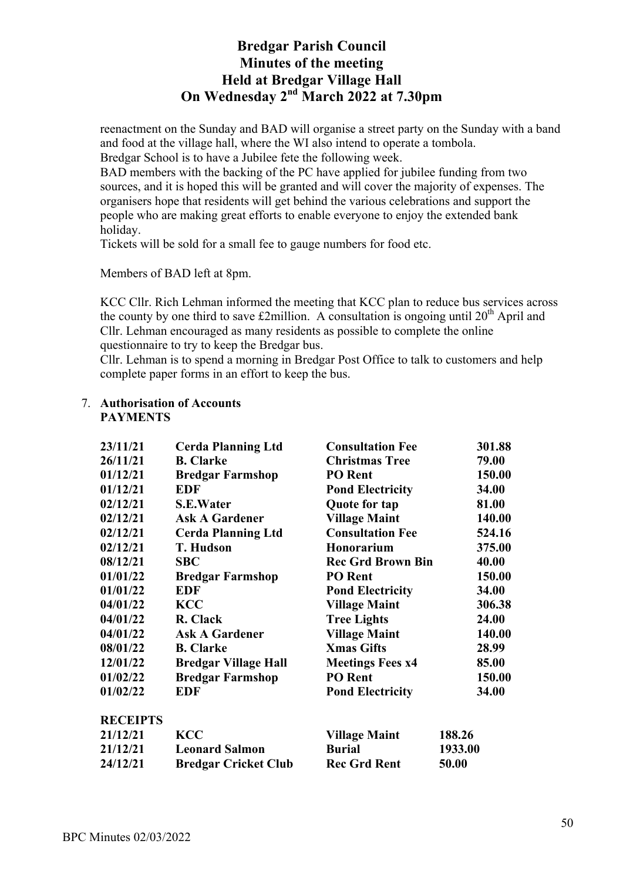# Bredgar Parish Council
# Minutes of the meeting
# Held at Bredgar Village Hall
# On Wednesday 2nd March 2022 at 7.30pm

reenactment on the Sunday and BAD will organise a street party on the Sunday with a band and food at the village hall, where the WI also intend to operate a tombola.
Bredgar School is to have a Jubilee fete the following week.
BAD members with the backing of the PC have applied for jubilee funding from two sources, and it is hoped this will be granted and will cover the majority of expenses. The organisers hope that residents will get behind the various celebrations and support the people who are making great efforts to enable everyone to enjoy the extended bank holiday.
Tickets will be sold for a small fee to gauge numbers for food etc.

Members of BAD left at 8pm.

KCC Cllr. Rich Lehman informed the meeting that KCC plan to reduce bus services across the county by one third to save £2million. A consultation is ongoing until 20th April and Cllr. Lehman encouraged as many residents as possible to complete the online questionnaire to try to keep the Bredgar bus.
Cllr. Lehman is to spend a morning in Bredgar Post Office to talk to customers and help complete paper forms in an effort to keep the bus.

7. **Authorisation of Accounts**
   **PAYMENTS**

| | | | |
|---|---|---|---|
| **23/11/21** | **Cerda Planning Ltd** | **Consultation Fee** | **301.88** |
| **26/11/21** | **B. Clarke** | **Christmas Tree** | **79.00** |
| **01/12/21** | **Bredgar Farmshop** | **PO Rent** | **150.00** |
| **01/12/21** | **EDF** | **Pond Electricity** | **34.00** |
| **02/12/21** | **S.E.Water** | **Quote for tap** | **81.00** |
| **02/12/21** | **Ask A Gardener** | **Village Maint** | **140.00** |
| **02/12/21** | **Cerda Planning Ltd** | **Consultation Fee** | **524.16** |
| **02/12/21** | **T. Hudson** | **Honorarium** | **375.00** |
| **08/12/21** | **SBC** | **Rec Grd Brown Bin** | **40.00** |
| **01/01/22** | **Bredgar Farmshop** | **PO Rent** | **150.00** |
| **01/01/22** | **EDF** | **Pond Electricity** | **34.00** |
| **04/01/22** | **KCC** | **Village Maint** | **306.38** |
| **04/01/22** | **R. Clack** | **Tree Lights** | **24.00** |
| **04/01/22** | **Ask A Gardener** | **Village Maint** | **140.00** |
| **08/01/22** | **B. Clarke** | **Xmas Gifts** | **28.99** |
| **12/01/22** | **Bredgar Village Hall** | **Meetings Fees x4** | **85.00** |
| **01/02/22** | **Bredgar Farmshop** | **PO Rent** | **150.00** |
| **01/02/22** | **EDF** | **Pond Electricity** | **34.00** |

**RECEIPTS**

| | | | |
|---|---|---|---|
| **21/12/21** | **KCC** | **Village Maint** | **188.26** |
| **21/12/21** | **Leonard Salmon** | **Burial** | **1933.00** |
| **24/12/21** | **Bredgar Cricket Club** | **Rec Grd Rent** | **50.00** |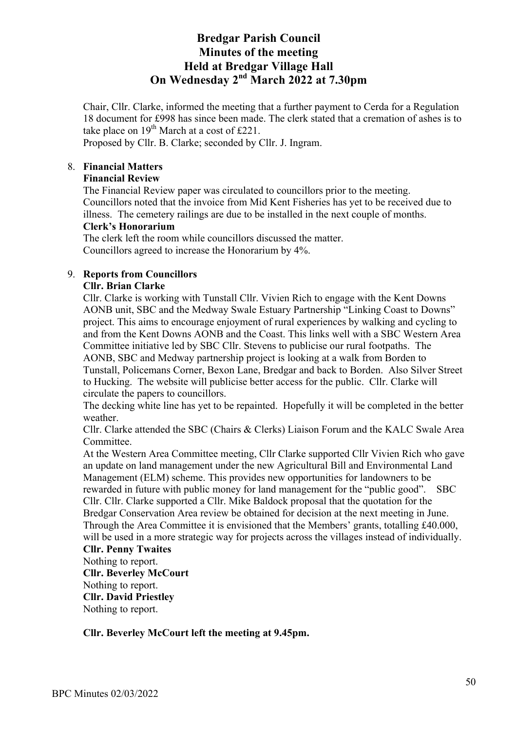# Bredgar Parish Council
# Minutes of the meeting
# Held at Bredgar Village Hall
# On Wednesday 2nd March 2022 at 7.30pm

Chair, Cllr. Clarke, informed the meeting that a further payment to Cerda for a Regulation 18 document for £998 has since been made. The clerk stated that a cremation of ashes is to take place on 19th March at a cost of £221.
Proposed by Cllr. B. Clarke; seconded by Cllr. J. Ingram.

8. **Financial Matters**

   **Financial Review**

   The Financial Review paper was circulated to councillors prior to the meeting. Councillors noted that the invoice from Mid Kent Fisheries has yet to be received due to illness. The cemetery railings are due to be installed in the next couple of months.

   **Clerk's Honorarium**

   The clerk left the room while councillors discussed the matter.
   Councillors agreed to increase the Honorarium by 4%.

9. **Reports from Councillors**

   **Cllr. Brian Clarke**

   Cllr. Clarke is working with Tunstall Cllr. Vivien Rich to engage with the Kent Downs AONB unit, SBC and the Medway Swale Estuary Partnership "Linking Coast to Downs" project. This aims to encourage enjoyment of rural experiences by walking and cycling to and from the Kent Downs AONB and the Coast. This links well with a SBC Western Area Committee initiative led by SBC Cllr. Stevens to publicise our rural footpaths. The AONB, SBC and Medway partnership project is looking at a walk from Borden to Tunstall, Policemans Corner, Bexon Lane, Bredgar and back to Borden. Also Silver Street to Hucking. The website will publicise better access for the public. Cllr. Clarke will circulate the papers to councillors.

   The decking white line has yet to be repainted. Hopefully it will be completed in the better weather.

   Cllr. Clarke attended the SBC (Chairs & Clerks) Liaison Forum and the KALC Swale Area Committee.

   At the Western Area Committee meeting, Cllr Clarke supported Cllr Vivien Rich who gave an update on land management under the new Agricultural Bill and Environmental Land Management (ELM) scheme. This provides new opportunities for landowners to be rewarded in future with public money for land management for the "public good". SBC Cllr. Cllr. Clarke supported a Cllr. Mike Baldock proposal that the quotation for the Bredgar Conservation Area review be obtained for decision at the next meeting in June. Through the Area Committee it is envisioned that the Members' grants, totalling £40.000, will be used in a more strategic way for projects across the villages instead of individually.

   **Cllr. Penny Twaites**

   Nothing to report.

   **Cllr. Beverley McCourt**

   Nothing to report.

   **Cllr. David Priestley**

   Nothing to report.

**Cllr. Beverley McCourt left the meeting at 9.45pm.**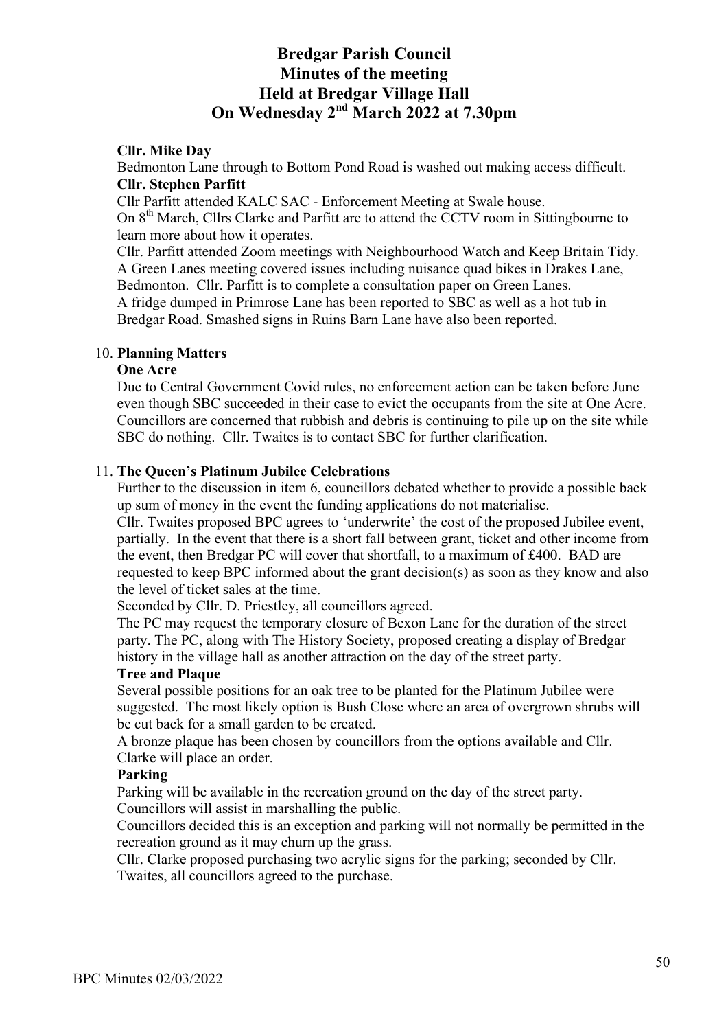# Bredgar Parish Council
# Minutes of the meeting
# Held at Bredgar Village Hall
# On Wednesday 2nd March 2022 at 7.30pm

**Cllr. Mike Day**

Bedmonton Lane through to Bottom Pond Road is washed out making access difficult.

**Cllr. Stephen Parfitt**

Cllr Parfitt attended KALC SAC - Enforcement Meeting at Swale house.

On 8th March, Cllrs Clarke and Parfitt are to attend the CCTV room in Sittingbourne to learn more about how it operates.

Cllr. Parfitt attended Zoom meetings with Neighbourhood Watch and Keep Britain Tidy.

A Green Lanes meeting covered issues including nuisance quad bikes in Drakes Lane, Bedmonton. Cllr. Parfitt is to complete a consultation paper on Green Lanes.

A fridge dumped in Primrose Lane has been reported to SBC as well as a hot tub in Bredgar Road. Smashed signs in Ruins Barn Lane have also been reported.

10. **Planning Matters**

**One Acre**

Due to Central Government Covid rules, no enforcement action can be taken before June even though SBC succeeded in their case to evict the occupants from the site at One Acre. Councillors are concerned that rubbish and debris is continuing to pile up on the site while SBC do nothing. Cllr. Twaites is to contact SBC for further clarification.

11. **The Queen's Platinum Jubilee Celebrations**

Further to the discussion in item 6, councillors debated whether to provide a possible back up sum of money in the event the funding applications do not materialise.

Cllr. Twaites proposed BPC agrees to 'underwrite' the cost of the proposed Jubilee event, partially. In the event that there is a short fall between grant, ticket and other income from the event, then Bredgar PC will cover that shortfall, to a maximum of £400. BAD are requested to keep BPC informed about the grant decision(s) as soon as they know and also the level of ticket sales at the time.

Seconded by Cllr. D. Priestley, all councillors agreed.

The PC may request the temporary closure of Bexon Lane for the duration of the street party. The PC, along with The History Society, proposed creating a display of Bredgar history in the village hall as another attraction on the day of the street party.

**Tree and Plaque**

Several possible positions for an oak tree to be planted for the Platinum Jubilee were suggested. The most likely option is Bush Close where an area of overgrown shrubs will be cut back for a small garden to be created.

A bronze plaque has been chosen by councillors from the options available and Cllr. Clarke will place an order.

**Parking**

Parking will be available in the recreation ground on the day of the street party. Councillors will assist in marshalling the public.

Councillors decided this is an exception and parking will not normally be permitted in the recreation ground as it may churn up the grass.

Cllr. Clarke proposed purchasing two acrylic signs for the parking; seconded by Cllr. Twaites, all councillors agreed to the purchase.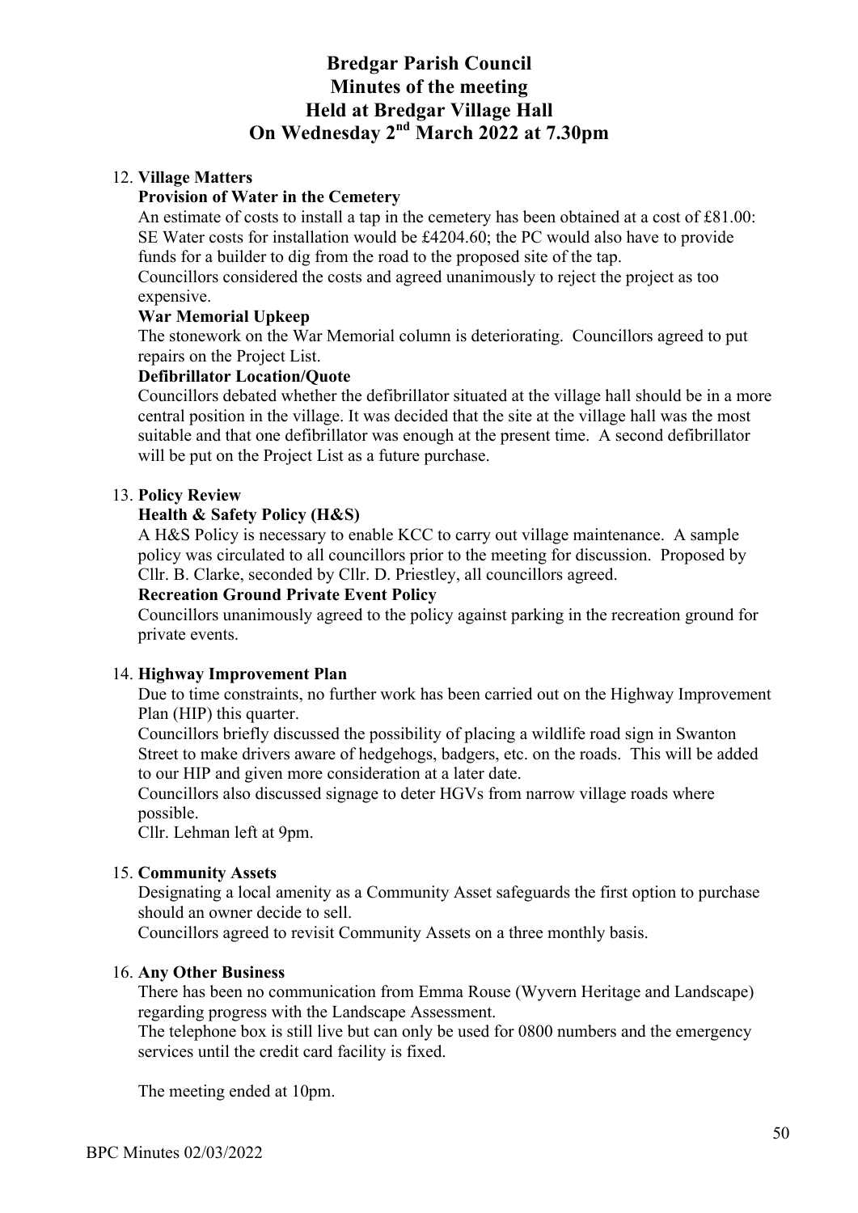# Bredgar Parish Council
# Minutes of the meeting
# Held at Bredgar Village Hall
# On Wednesday 2nd March 2022 at 7.30pm

12. **Village Matters**

    **Provision of Water in the Cemetery**

    An estimate of costs to install a tap in the cemetery has been obtained at a cost of £81.00: SE Water costs for installation would be £4204.60; the PC would also have to provide funds for a builder to dig from the road to the proposed site of the tap.
    Councillors considered the costs and agreed unanimously to reject the project as too expensive.

    **War Memorial Upkeep**

    The stonework on the War Memorial column is deteriorating. Councillors agreed to put repairs on the Project List.

    **Defibrillator Location/Quote**

    Councillors debated whether the defibrillator situated at the village hall should be in a more central position in the village. It was decided that the site at the village hall was the most suitable and that one defibrillator was enough at the present time. A second defibrillator will be put on the Project List as a future purchase.

13. **Policy Review**

    **Health & Safety Policy (H&S)**

    A H&S Policy is necessary to enable KCC to carry out village maintenance. A sample policy was circulated to all councillors prior to the meeting for discussion. Proposed by Cllr. B. Clarke, seconded by Cllr. D. Priestley, all councillors agreed.

    **Recreation Ground Private Event Policy**

    Councillors unanimously agreed to the policy against parking in the recreation ground for private events.

14. **Highway Improvement Plan**

    Due to time constraints, no further work has been carried out on the Highway Improvement Plan (HIP) this quarter.
    Councillors briefly discussed the possibility of placing a wildlife road sign in Swanton Street to make drivers aware of hedgehogs, badgers, etc. on the roads. This will be added to our HIP and given more consideration at a later date.
    Councillors also discussed signage to deter HGVs from narrow village roads where possible.
    Cllr. Lehman left at 9pm.

15. **Community Assets**

    Designating a local amenity as a Community Asset safeguards the first option to purchase should an owner decide to sell.
    Councillors agreed to revisit Community Assets on a three monthly basis.

16. **Any Other Business**

    There has been no communication from Emma Rouse (Wyvern Heritage and Landscape) regarding progress with the Landscape Assessment.
    The telephone box is still live but can only be used for 0800 numbers and the emergency services until the credit card facility is fixed.

    The meeting ended at 10pm.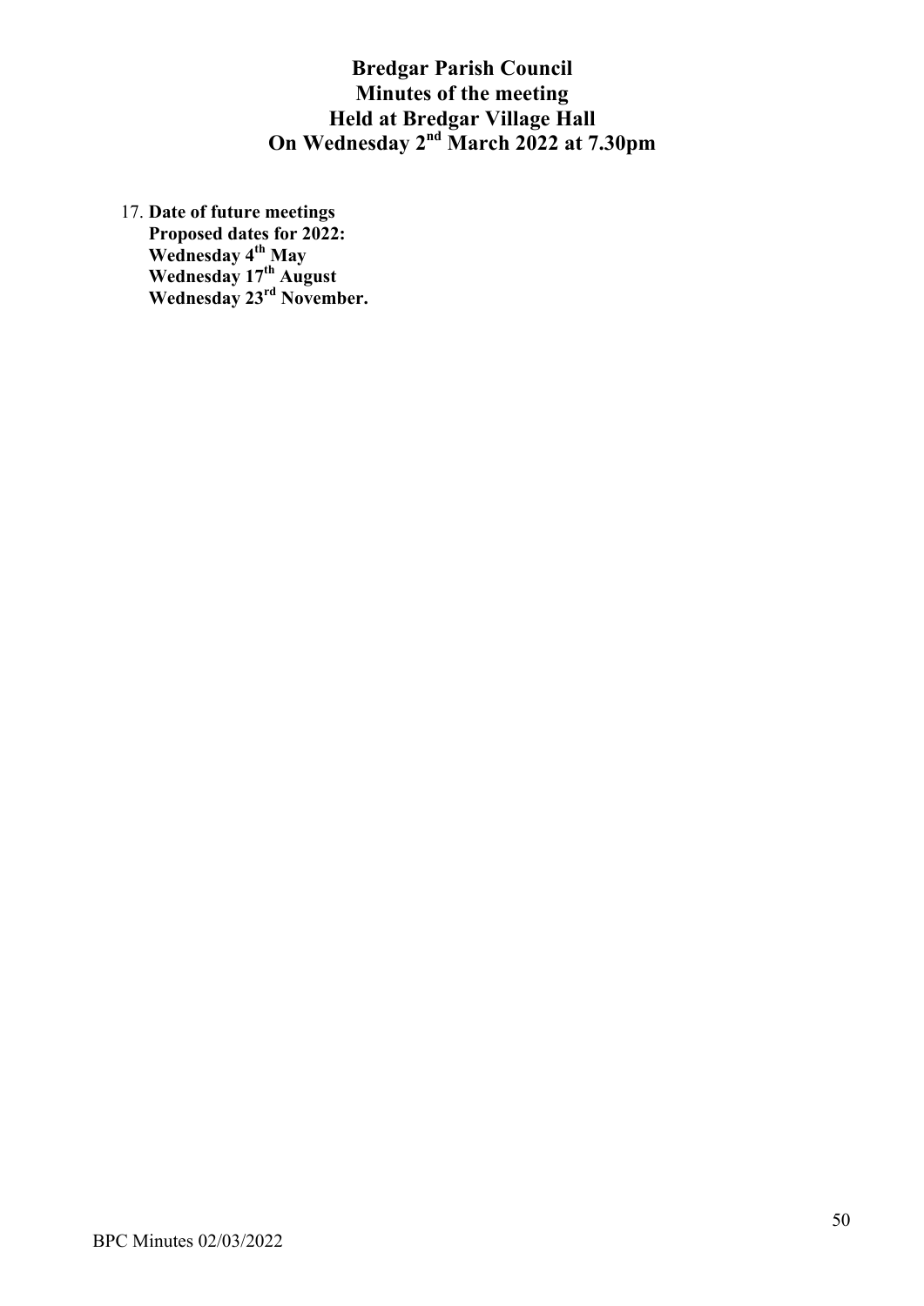# Bredgar Parish Council
# Minutes of the meeting
# Held at Bredgar Village Hall
# On Wednesday 2nd March 2022 at 7.30pm

17. **Date of future meetings**
    **Proposed dates for 2022:**
    **Wednesday 4th May**
    **Wednesday 17th August**
    **Wednesday 23rd November.**